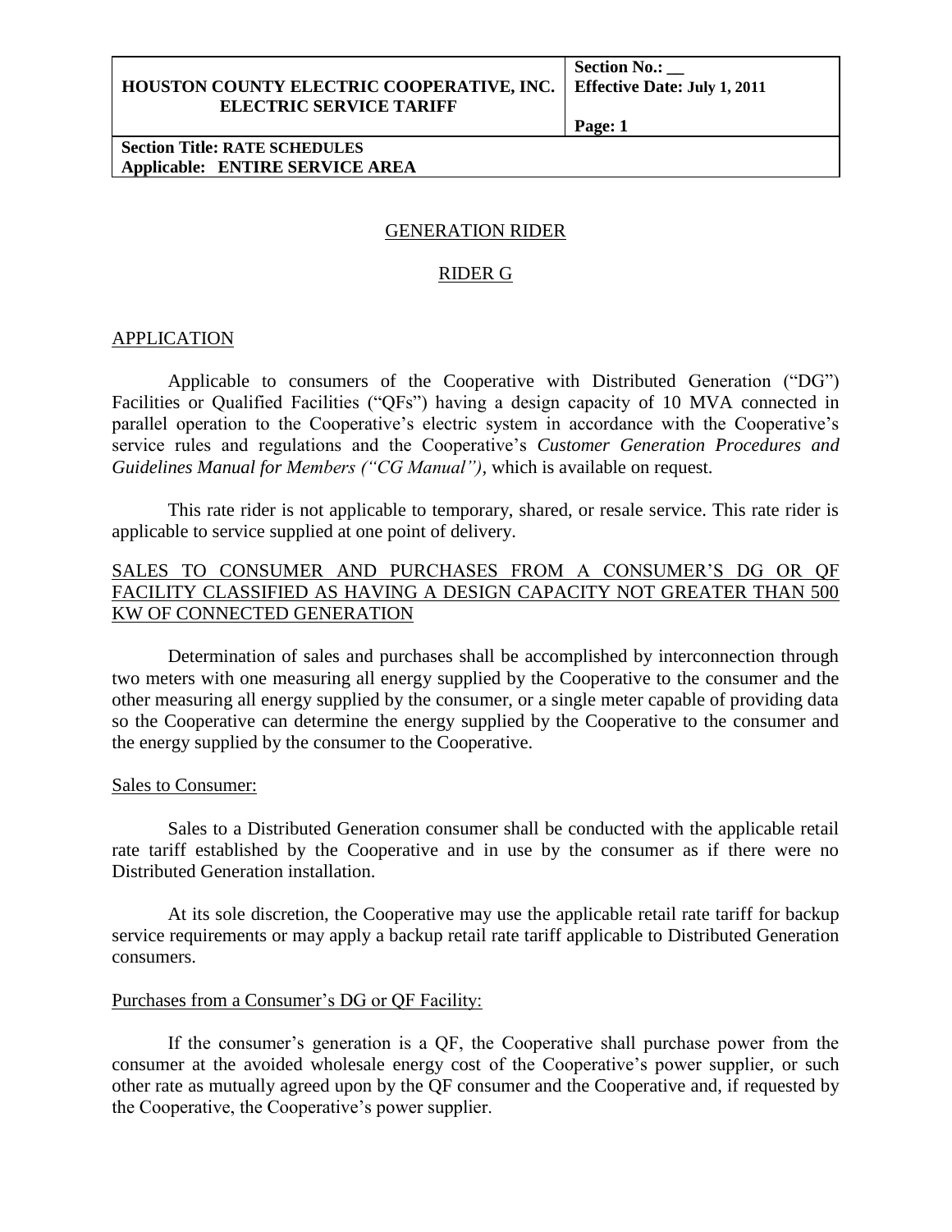# GENERATION RIDER

## RIDER G

### APPLICATION

Applicable to consumers of the Cooperative with Distributed Generation ("DG") Facilities or Qualified Facilities ("QFs") having a design capacity of 10 MVA connected in parallel operation to the Cooperative's electric system in accordance with the Cooperative's service rules and regulations and the Cooperative's *Customer Generation Procedures and Guidelines Manual for Members ("CG Manual"),* which is available on request.

This rate rider is not applicable to temporary, shared, or resale service. This rate rider is applicable to service supplied at one point of delivery.

### SALES TO CONSUMER AND PURCHASES FROM A CONSUMER'S DG OR QF FACILITY CLASSIFIED AS HAVING A DESIGN CAPACITY NOT GREATER THAN 500 KW OF CONNECTED GENERATION

Determination of sales and purchases shall be accomplished by interconnection through two meters with one measuring all energy supplied by the Cooperative to the consumer and the other measuring all energy supplied by the consumer, or a single meter capable of providing data so the Cooperative can determine the energy supplied by the Cooperative to the consumer and the energy supplied by the consumer to the Cooperative.

#### Sales to Consumer:

Sales to a Distributed Generation consumer shall be conducted with the applicable retail rate tariff established by the Cooperative and in use by the consumer as if there were no Distributed Generation installation.

At its sole discretion, the Cooperative may use the applicable retail rate tariff for backup service requirements or may apply a backup retail rate tariff applicable to Distributed Generation consumers.

#### Purchases from a Consumer's DG or QF Facility:

If the consumer's generation is a QF, the Cooperative shall purchase power from the consumer at the avoided wholesale energy cost of the Cooperative's power supplier, or such other rate as mutually agreed upon by the QF consumer and the Cooperative and, if requested by the Cooperative, the Cooperative's power supplier.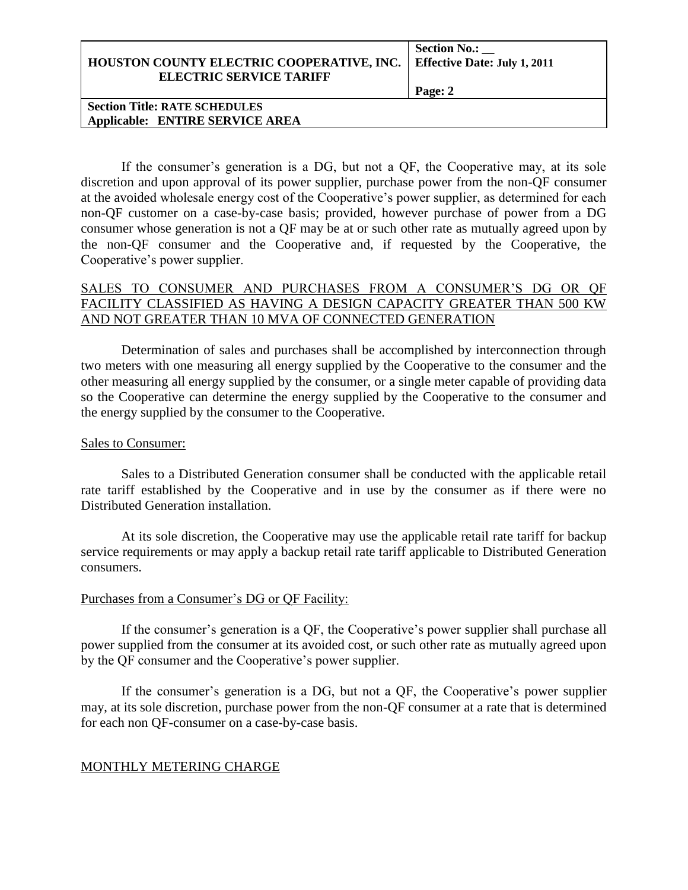If the consumer's generation is a DG, but not a QF, the Cooperative may, at its sole discretion and upon approval of its power supplier, purchase power from the non-QF consumer at the avoided wholesale energy cost of the Cooperative's power supplier, as determined for each non-QF customer on a case-by-case basis; provided, however purchase of power from a DG consumer whose generation is not a QF may be at or such other rate as mutually agreed upon by the non-QF consumer and the Cooperative and, if requested by the Cooperative, the Cooperative's power supplier.

## SALES TO CONSUMER AND PURCHASES FROM A CONSUMER'S DG OR QF FACILITY CLASSIFIED AS HAVING A DESIGN CAPACITY GREATER THAN 500 KW AND NOT GREATER THAN 10 MVA OF CONNECTED GENERATION

Determination of sales and purchases shall be accomplished by interconnection through two meters with one measuring all energy supplied by the Cooperative to the consumer and the other measuring all energy supplied by the consumer, or a single meter capable of providing data so the Cooperative can determine the energy supplied by the Cooperative to the consumer and the energy supplied by the consumer to the Cooperative.

### Sales to Consumer:

Sales to a Distributed Generation consumer shall be conducted with the applicable retail rate tariff established by the Cooperative and in use by the consumer as if there were no Distributed Generation installation.

At its sole discretion, the Cooperative may use the applicable retail rate tariff for backup service requirements or may apply a backup retail rate tariff applicable to Distributed Generation consumers.

### Purchases from a Consumer's DG or QF Facility:

If the consumer's generation is a QF, the Cooperative's power supplier shall purchase all power supplied from the consumer at its avoided cost, or such other rate as mutually agreed upon by the QF consumer and the Cooperative's power supplier.

If the consumer's generation is a DG, but not a QF, the Cooperative's power supplier may, at its sole discretion, purchase power from the non-QF consumer at a rate that is determined for each non QF-consumer on a case-by-case basis.

## MONTHLY METERING CHARGE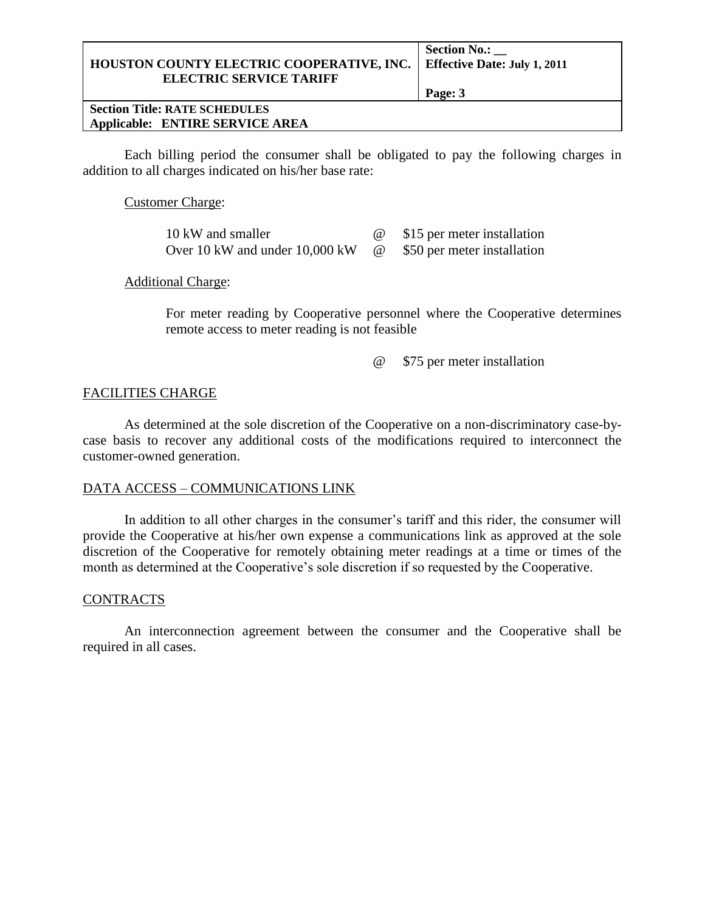Each billing period the consumer shall be obligated to pay the following charges in addition to all charges indicated on his/her base rate:

Customer Charge:

| | | |
|---|---|---|
| 10 kW and smaller | @ | \$15 per meter installation |
| Over 10 kW and under 10,000 kW | @ | \$50 per meter installation |

Additional Charge:

For meter reading by Cooperative personnel where the Cooperative determines remote access to meter reading is not feasible

@ \$75 per meter installation

## FACILITIES CHARGE

As determined at the sole discretion of the Cooperative on a non-discriminatory case-by-case basis to recover any additional costs of the modifications required to interconnect the customer-owned generation.

## DATA ACCESS – COMMUNICATIONS LINK

In addition to all other charges in the consumer's tariff and this rider, the consumer will provide the Cooperative at his/her own expense a communications link as approved at the sole discretion of the Cooperative for remotely obtaining meter readings at a time or times of the month as determined at the Cooperative's sole discretion if so requested by the Cooperative.

## CONTRACTS

An interconnection agreement between the consumer and the Cooperative shall be required in all cases.